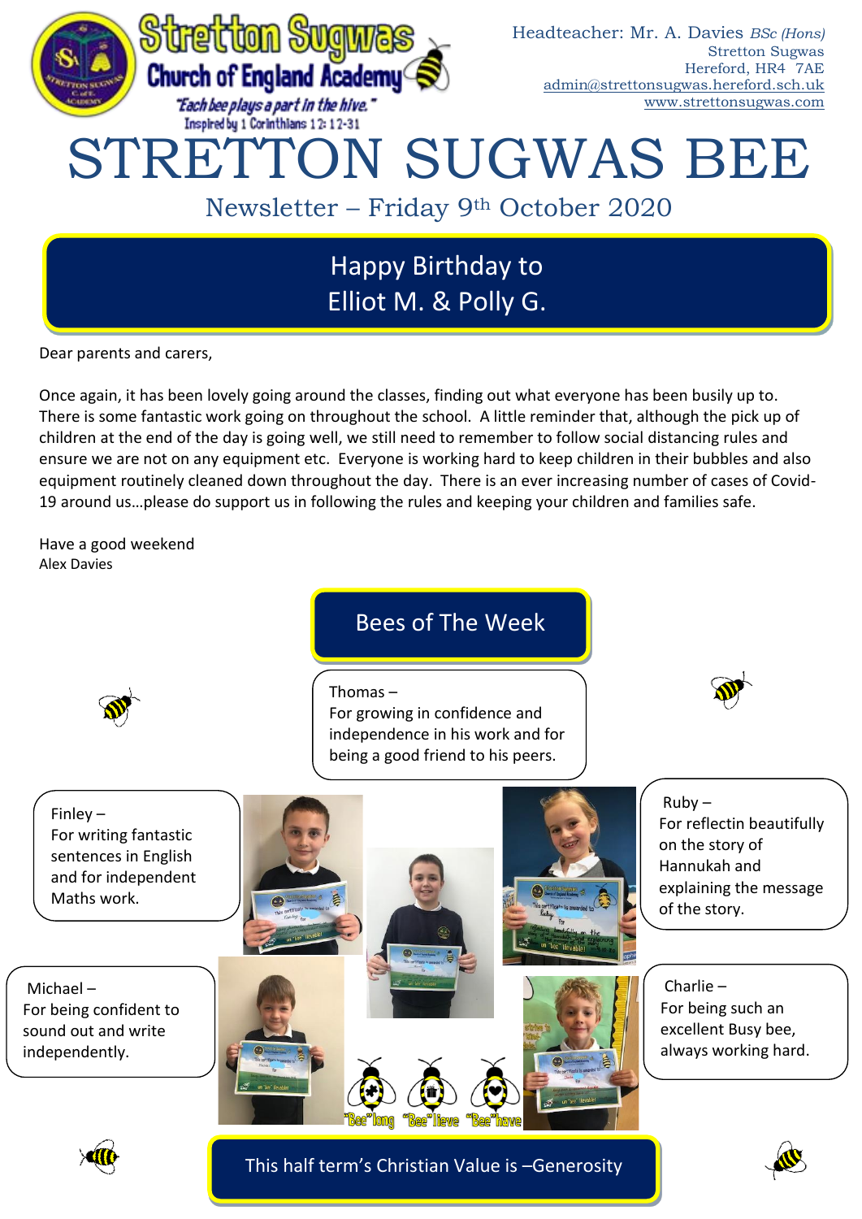Stretton Sugwas Church of England Academy

*"Each bee plays a part in the hive."*
Inspired by 1 Corinthians 12: 12-31

Headteacher: Mr. A. Davies *BSc (Hons)*
Stretton Sugwas
Hereford, HR4 7AE
admin@strettonsugwas.hereford.sch.uk
www.strettonsugwas.com

# STRETTON SUGWAS BEE

Newsletter – Friday 9th October 2020

## Happy Birthday to Elliot M. & Polly G.

Dear parents and carers,

Once again, it has been lovely going around the classes, finding out what everyone has been busily up to. There is some fantastic work going on throughout the school. A little reminder that, although the pick up of children at the end of the day is going well, we still need to remember to follow social distancing rules and ensure we are not on any equipment etc. Everyone is working hard to keep children in their bubbles and also equipment routinely cleaned down throughout the day. There is an ever increasing number of cases of Covid-19 around us…please do support us in following the rules and keeping your children and families safe.

Have a good weekend
Alex Davies

## Bees of The Week

Thomas – For growing in confidence and independence in his work and for being a good friend to his peers.

Finley – For writing fantastic sentences in English and for independent Maths work.

Ruby – For reflectin beautifully on the story of Hannukah and explaining the message of the story.

Michael – For being confident to sound out and write independently.

Charlie – For being such an excellent Busy bee, always working hard.

"Bee"long "Bee"lieve "Bee"have

This half term's Christian Value is –Generosity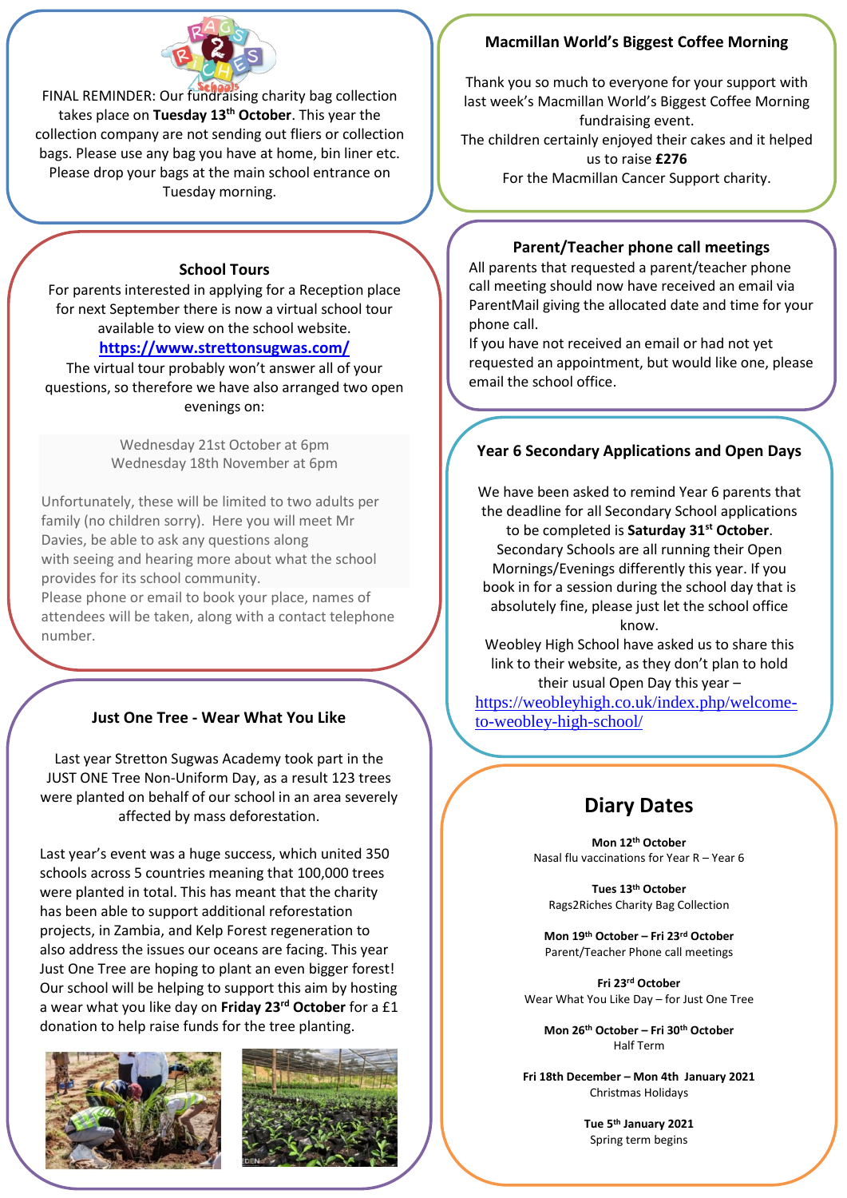FINAL REMINDER: Our fundraising charity bag collection takes place on **Tuesday 13th October**. This year the collection company are not sending out fliers or collection bags. Please use any bag you have at home, bin liner etc. Please drop your bags at the main school entrance on Tuesday morning.

## Macmillan World's Biggest Coffee Morning

Thank you so much to everyone for your support with last week's Macmillan World's Biggest Coffee Morning fundraising event.
The children certainly enjoyed their cakes and it helped us to raise **£276**
For the Macmillan Cancer Support charity.

## School Tours

For parents interested in applying for a Reception place for next September there is now a virtual school tour available to view on the school website.
**https://www.strettonsugwas.com/**
The virtual tour probably won't answer all of your questions, so therefore we have also arranged two open evenings on:

Wednesday 21st October at 6pm
Wednesday 18th November at 6pm

Unfortunately, these will be limited to two adults per family (no children sorry). Here you will meet Mr Davies, be able to ask any questions along with seeing and hearing more about what the school provides for its school community.
Please phone or email to book your place, names of attendees will be taken, along with a contact telephone number.

## Parent/Teacher phone call meetings

All parents that requested a parent/teacher phone call meeting should now have received an email via ParentMail giving the allocated date and time for your phone call.
If you have not received an email or had not yet requested an appointment, but would like one, please email the school office.

## Year 6 Secondary Applications and Open Days

We have been asked to remind Year 6 parents that the deadline for all Secondary School applications to be completed is **Saturday 31st October**.
Secondary Schools are all running their Open Mornings/Evenings differently this year. If you book in for a session during the school day that is absolutely fine, please just let the school office know.
Weobley High School have asked us to share this link to their website, as they don't plan to hold their usual Open Day this year – https://weobleyhigh.co.uk/index.php/welcome-to-weobley-high-school/

## Just One Tree - Wear What You Like

Last year Stretton Sugwas Academy took part in the JUST ONE Tree Non-Uniform Day, as a result 123 trees were planted on behalf of our school in an area severely affected by mass deforestation.

Last year's event was a huge success, which united 350 schools across 5 countries meaning that 100,000 trees were planted in total. This has meant that the charity has been able to support additional reforestation projects, in Zambia, and Kelp Forest regeneration to also address the issues our oceans are facing. This year Just One Tree are hoping to plant an even bigger forest! Our school will be helping to support this aim by hosting a wear what you like day on **Friday 23rd October** for a £1 donation to help raise funds for the tree planting.

## Diary Dates

**Mon 12th October**
Nasal flu vaccinations for Year R – Year 6

**Tues 13th October**
Rags2Riches Charity Bag Collection

**Mon 19th October – Fri 23rd October**
Parent/Teacher Phone call meetings

**Fri 23rd October**
Wear What You Like Day – for Just One Tree

**Mon 26th October – Fri 30th October**
Half Term

**Fri 18th December – Mon 4th January 2021**
Christmas Holidays

**Tue 5th January 2021**
Spring term begins